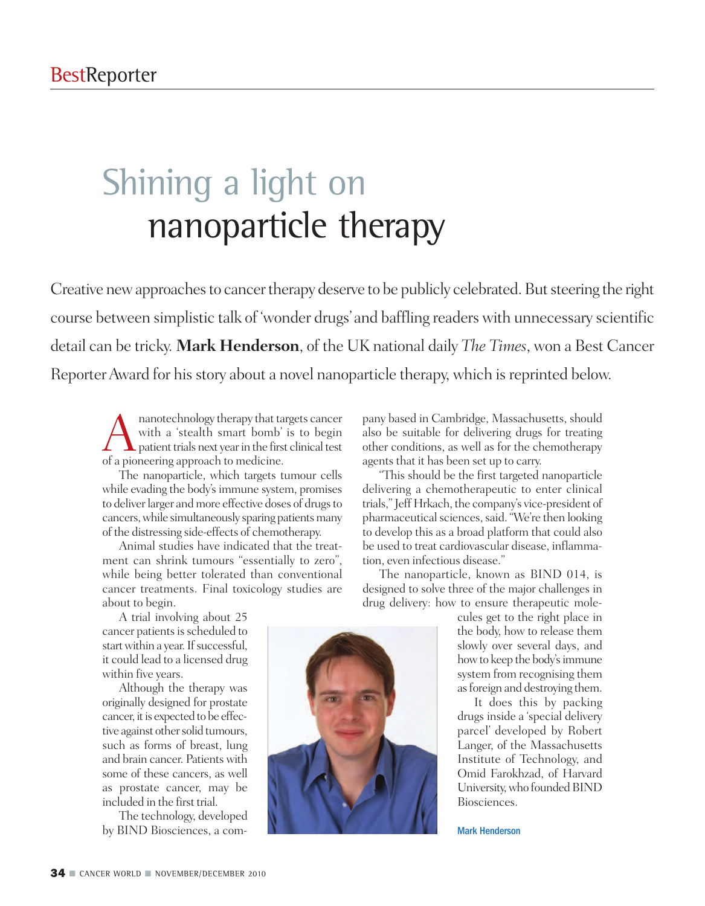BestReporter

# Shining a light on nanoparticle therapy

Creative new approaches to cancer therapy deserve to be publicly celebrated. But steering the right course between simplistic talk of 'wonder drugs' and baffling readers with unnecessary scientific detail can be tricky. **Mark Henderson**, of the UK national daily *The Times*, won a Best Cancer Reporter Award for his story about a novel nanoparticle therapy, which is reprinted below.

A nanotechnology therapy that targets cancer with a 'stealth smart bomb' is to begin patient trials next year in the first clinical test of a pioneering approach to medicine.

The nanoparticle, which targets tumour cells while evading the body's immune system, promises to deliver larger and more effective doses of drugs to cancers, while simultaneously sparing patients many of the distressing side-effects of chemotherapy.

Animal studies have indicated that the treatment can shrink tumours "essentially to zero", while being better tolerated than conventional cancer treatments. Final toxicology studies are about to begin.

A trial involving about 25 cancer patients is scheduled to start within a year. If successful, it could lead to a licensed drug within five years.

Although the therapy was originally designed for prostate cancer, it is expected to be effective against other solid tumours, such as forms of breast, lung and brain cancer. Patients with some of these cancers, as well as prostate cancer, may be included in the first trial.

The technology, developed by BIND Biosciences, a company based in Cambridge, Massachusetts, should also be suitable for delivering drugs for treating other conditions, as well as for the chemotherapy agents that it has been set up to carry.

"This should be the first targeted nanoparticle delivering a chemotherapeutic to enter clinical trials," Jeff Hrkach, the company's vice-president of pharmaceutical sciences, said. "We're then looking to develop this as a broad platform that could also be used to treat cardiovascular disease, inflammation, even infectious disease."

The nanoparticle, known as BIND 014, is designed to solve three of the major challenges in drug delivery: how to ensure therapeutic molecules get to the right place in the body, how to release them slowly over several days, and how to keep the body's immune system from recognising them as foreign and destroying them.

It does this by packing drugs inside a 'special delivery parcel' developed by Robert Langer, of the Massachusetts Institute of Technology, and Omid Farokhzad, of Harvard University, who founded BIND Biosciences.

Mark Henderson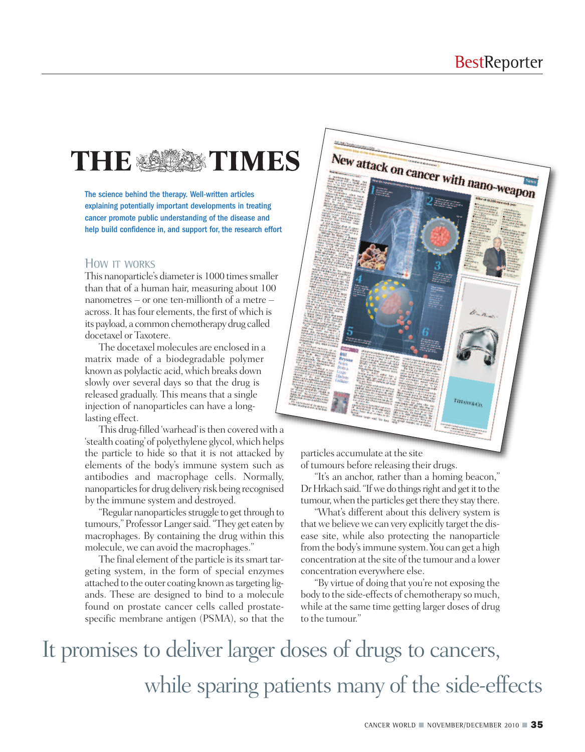# THE TIMES

**The science behind the therapy. Well-written articles explaining potentially important developments in treating cancer promote public understanding of the disease and help build confidence in, and support for, the research effort**

## How it works

This nanoparticle's diameter is 1000 times smaller than that of a human hair, measuring about 100 nanometres – or one ten-millionth of a metre – across. It has four elements, the first of which is its payload, a common chemotherapy drug called docetaxel or Taxotere.

The docetaxel molecules are enclosed in a matrix made of a biodegradable polymer known as polylactic acid, which breaks down slowly over several days so that the drug is released gradually. This means that a single injection of nanoparticles can have a long-lasting effect.

This drug-filled 'warhead' is then covered with a 'stealth coating' of polyethylene glycol, which helps the particle to hide so that it is not attacked by elements of the body's immune system such as antibodies and macrophage cells. Normally, nanoparticles for drug delivery risk being recognised by the immune system and destroyed.

"Regular nanoparticles struggle to get through to tumours," Professor Langer said. "They get eaten by macrophages. By containing the drug within this molecule, we can avoid the macrophages."

The final element of the particle is its smart targeting system, in the form of special enzymes attached to the outer coating known as targeting ligands. These are designed to bind to a molecule found on prostate cancer cells called prostate-specific membrane antigen (PSMA), so that the particles accumulate at the site of tumours before releasing their drugs.

"It's an anchor, rather than a homing beacon," Dr Hrkach said. "If we do things right and get it to the tumour, when the particles get there they stay there.

"What's different about this delivery system is that we believe we can very explicitly target the disease site, while also protecting the nanoparticle from the body's immune system. You can get a high concentration at the site of the tumour and a lower concentration everywhere else.

"By virtue of doing that you're not exposing the body to the side-effects of chemotherapy so much, while at the same time getting larger doses of drug to the tumour."

It promises to deliver larger doses of drugs to cancers, while sparing patients many of the side-effects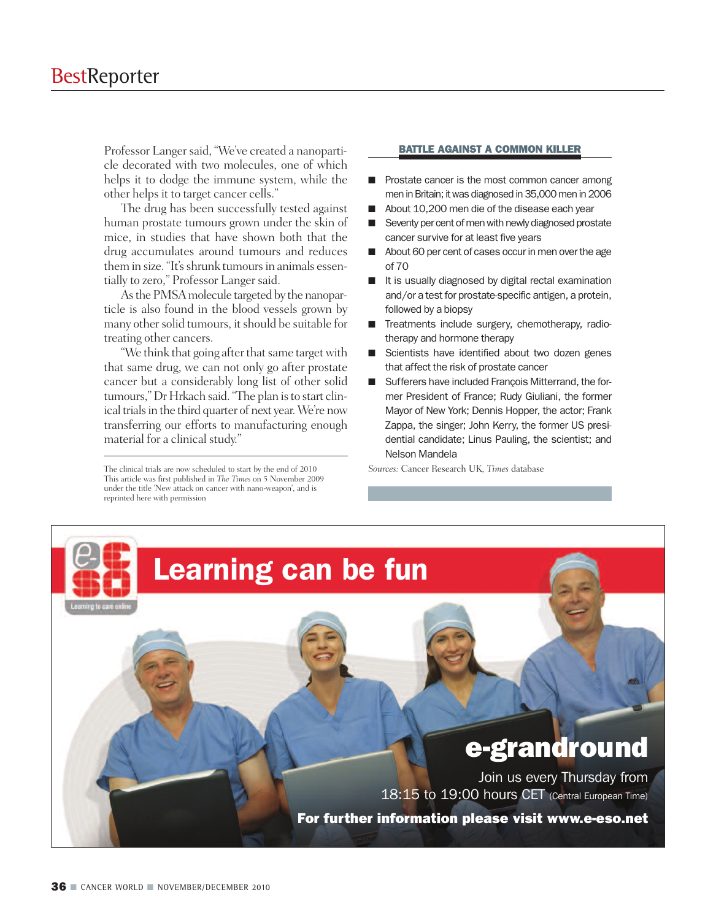Professor Langer said, "We've created a nanoparticle decorated with two molecules, one of which helps it to dodge the immune system, while the other helps it to target cancer cells."

The drug has been successfully tested against human prostate tumours grown under the skin of mice, in studies that have shown both that the drug accumulates around tumours and reduces them in size. "It's shrunk tumours in animals essentially to zero," Professor Langer said.

As the PMSA molecule targeted by the nanoparticle is also found in the blood vessels grown by many other solid tumours, it should be suitable for treating other cancers.

"We think that going after that same target with that same drug, we can not only go after prostate cancer but a considerably long list of other solid tumours," Dr Hrkach said. "The plan is to start clinical trials in the third quarter of next year. We're now transferring our efforts to manufacturing enough material for a clinical study."

---

The clinical trials are now scheduled to start by the end of 2010
This article was first published in *The Times* on 5 November 2009 under the title 'New attack on cancer with nano-weapon', and is reprinted here with permission

### BATTLE AGAINST A COMMON KILLER

- Prostate cancer is the most common cancer among men in Britain; it was diagnosed in 35,000 men in 2006
- About 10,200 men die of the disease each year
- Seventy per cent of men with newly diagnosed prostate cancer survive for at least five years
- About 60 per cent of cases occur in men over the age of 70
- It is usually diagnosed by digital rectal examination and/or a test for prostate-specific antigen, a protein, followed by a biopsy
- Treatments include surgery, chemotherapy, radiotherapy and hormone therapy
- Scientists have identified about two dozen genes that affect the risk of prostate cancer
- Sufferers have included François Mitterrand, the former President of France; Rudy Giuliani, the former Mayor of New York; Dennis Hopper, the actor; Frank Zappa, the singer; John Kerry, the former US presidential candidate; Linus Pauling, the scientist; and Nelson Mandela

*Sources:* Cancer Research UK, *Times* database

---

## Learning can be fun

e-grandround

Join us every Thursday from 18:15 to 19:00 hours CET (Central European Time)

**For further information please visit www.e-eso.net**